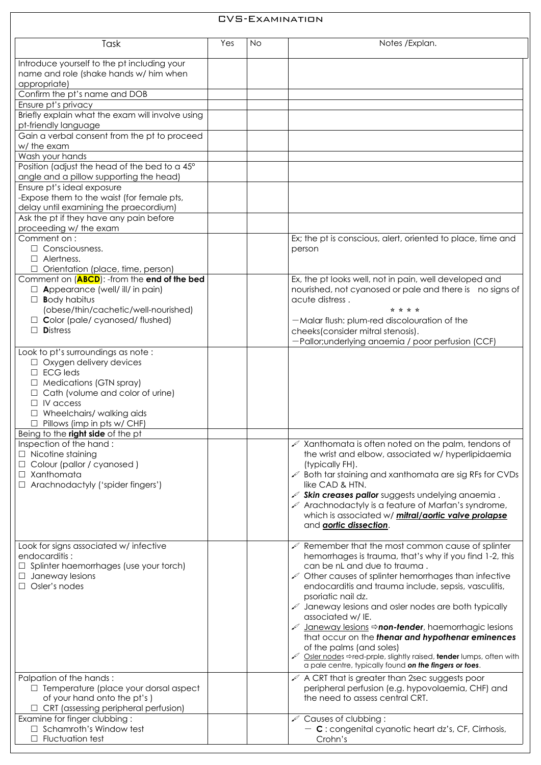# CVS-Examination

| Task | Yes | No | Notes /Explan. |
|---|---|---|---|
| Introduce yourself to the pt including your name and role (shake hands w/ him when appropriate) | | | |
| Confirm the pt's name and DOB | | | |
| Ensure pt's privacy | | | |
| Briefly explain what the exam will involve using pt-friendly language | | | |
| Gain a verbal consent from the pt to proceed w/ the exam | | | |
| Wash your hands | | | |
| Position (adjust the head of the bed to a 45° angle and a pillow supporting the head) | | | |
| Ensure pt's ideal exposure<br>-Expose them to the waist (for female pts, delay until examining the praecordium) | | | |
| Ask the pt if they have any pain before proceeding w/ the exam | | | |
| Comment on :<br>☐ Consciousness.<br>☐ Alertness.<br>☐ Orientation (place, time, person) | | | Ex; the pt is conscious, alert, oriented to place, time and person |
| Comment on (**ABCD**): -from the **end of the bed**<br>☐ **A**ppearance (well/ ill/ in pain)<br>☐ **B**ody habitus (obese/thin/cachetic/well-nourished)<br>☐ **C**olor (pale/ cyanosed/ flushed)<br>☐ **D**istress | | | Ex, the pt looks well, not in pain, well developed and nourished, not cyanosed or pale and there is no signs of acute distress .<br>* * * *<br>−Malar flush: plum-red discolouration of the cheeks(consider mitral stenosis).<br>−Pallor;underlying anaemia / poor perfusion (CCF) |
| Look to pt's surroundings as note :<br>☐ Oxygen delivery devices<br>☐ ECG leds<br>☐ Medications (GTN spray)<br>☐ Cath (volume and color of urine)<br>☐ IV access<br>☐ Wheelchairs/ walking aids<br>☐ Pillows (imp in pts w/ CHF) | | | |
| Being to the **right side** of the pt | | | |
| Inspection of the hand :<br>☐ Nicotine staining<br>☐ Colour (pallor / cyanosed )<br>☐ Xanthomata<br>☐ Arachnodactyly ('spider fingers') | | | ✓ Xanthomata is often noted on the palm, tendons of the wrist and elbow, associated w/ hyperlipidaemia (typically FH).<br>✓ Both tar staining and xanthomata are sig RFs for CVDs like CAD & HTN.<br>✓ ***Skin creases pallor*** suggests undelying anaemia .<br>✓ Arachnodactyly is a feature of Marfan's syndrome, which is associated w/ ***mitral/aortic valve prolapse*** and ***aortic dissection***. |
| Look for signs associated w/ infective endocarditis :<br>☐ Splinter haemorrhages (use your torch)<br>☐ Janeway lesions<br>☐ Osler's nodes | | | ✓ Remember that the most common cause of splinter hemorrhages is trauma, that's why if you find 1-2, this can be nL and due to trauma .<br>✓ Other causes of splinter hemorrhages than infective endocarditis and trauma include, sepsis, vasculitis, psoriatic nail dz.<br>✓ Janeway lesions and osler nodes are both typically associated w/ IE.<br>✓ Janeway lesions ⇨***non-tender***, haemorrhagic lesions that occur on the ***thenar and hypothenar eminences*** of the palms (and soles)<br>✓ Osler nodes ⇨red-prple, slightly raised, **tender** lumps, often with a pale centre, typically found ***on the fingers or toes***. |
| Palpation of the hands :<br>☐ Temperature (place your dorsal aspect of your hand onto the pt's )<br>☐ CRT (assessing peripheral perfusion) | | | ✓ A CRT that is greater than 2sec suggests poor peripheral perfusion (e.g. hypovolaemia, CHF) and the need to assess central CRT. |
| Examine for finger clubbing :<br>☐ Schamroth's Window test<br>☐ Fluctuation test | | | ✓ Causes of clubbing :<br>− **C** : congenital cyanotic heart dz's, CF, Cirrhosis, Crohn's |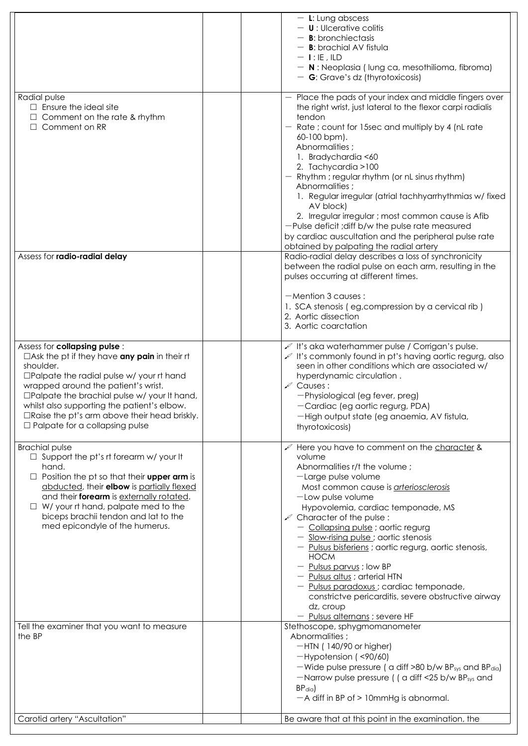| | | | |
|---|---|---|---|
| | | | — **L**: Lung abscess<br>— **U** : Ulcerative colitis<br>— **B**: bronchiectasis<br>— **B**: brachial AV fistula<br>— **I** : IE , ILD<br>— **N** : Neoplasia ( lung ca, mesothilioma, fibroma)<br>— **G**: Grave's dz (thyrotoxicosis) |
| Radial pulse<br>☐ Ensure the ideal site<br>☐ Comment on the rate & rhythm<br>☐ Comment on RR | | | — Place the pads of your index and middle fingers over the right wrist, just lateral to the flexor carpi radialis tendon<br>— Rate ; count for 15sec and multiply by 4 (nL rate 60-100 bpm).<br>Abnormalities ;<br>1. Bradychardia <60<br>2. Tachycardia >100<br>— Rhythm ; regular rhythm (or nL sinus rhythm)<br>Abnormalities ;<br>1. Regular irregular (atrial tachhyarrhythmias w/ fixed AV block)<br>2. Irregular irregular ; most common cause is Afib<br>—Pulse deficit ;diff b/w the pulse rate measured by cardiac auscultation and the peripheral pulse rate obtained by palpating the radial artery |
| Assess for **radio-radial delay** | | | Radio-radial delay describes a loss of synchronicity between the radial pulse on each arm, resulting in the pulses occurring at different times.<br><br>—Mention 3 causes :<br>1. SCA stenosis ( eg,compression by a cervical rib )<br>2. Aortic dissection<br>3. Aortic coarctation |
| Assess for **collapsing pulse** :<br>☐Ask the pt if they have **any pain** in their rt shoulder.<br>☐Palpate the radial pulse w/ your rt hand wrapped around the patient's wrist.<br>☐Palpate the brachial pulse w/ your lt hand, whilst also supporting the patient's elbow.<br>☐Raise the pt's arm above their head briskly.<br>☐ Palpate for a collapsing pulse | | | ✐ It's aka waterhammer pulse / Corrigan's pulse.<br>✐ It's commonly found in pt's having aortic regurg, also seen in other conditions which are associated w/ hyperdynamic circulation .<br>✐ Causes :<br>—Physiological (eg fever, preg)<br>—Cardiac (eg aortic regurg, PDA)<br>—High output state (eg anaemia, AV fistula, thyrotoxicosis) |
| Brachial pulse<br>☐ Support the pt's rt forearm w/ your lt hand.<br>☐ Position the pt so that their **upper arm** is <u>abducted</u>, their **elbow** is <u>partially flexed</u> and their **forearm** is <u>externally rotated</u>.<br>☐ W/ your rt hand, palpate med to the biceps brachii tendon and lat to the med epicondyle of the humerus. | | | ✐ Here you have to comment on the <u>character</u> & volume<br>Abnormalities r/t the volume ;<br>—Large pulse volume<br>Most common cause is <u>*arteriosclerosis*</u><br>—Low pulse volume<br>Hypovolemia, cardiac temponade, MS<br>✐ Character of the pulse :<br>— <u>Collapsing pulse</u> ; aortic regurg<br>— <u>Slow-rising pulse</u> ; aortic stenosis<br>— <u>Pulsus bisferiens</u> ; aortic regurg, aortic stenosis, HOCM<br>— <u>Pulsus parvus</u> ; low BP<br>— <u>Pulsus altus</u> ; arterial HTN<br>— <u>Pulsus paradoxus</u> ; cardiac temponade, constrictve pericarditis, severe obstructive airway dz, croup<br>— <u>Pulsus alternans</u> ; severe HF |
| Tell the examiner that you want to measure the BP | | | Stethoscope, sphygmomanometer<br>Abnormalities ;<br>—HTN ( 140/90 or higher)<br>—Hypotension ( <90/60)<br>—Wide pulse pressure ( a diff >80 b/w $BP_{sys}$ and $BP_{dia}$)<br>—Narrow pulse pressure ( ( a diff <25 b/w $BP_{sys}$ and $BP_{dia}$)<br>—A diff in BP of > 10mmHg is abnormal. |
| Carotid artery "Ascultation" | | | Be aware that at this point in the examination, the |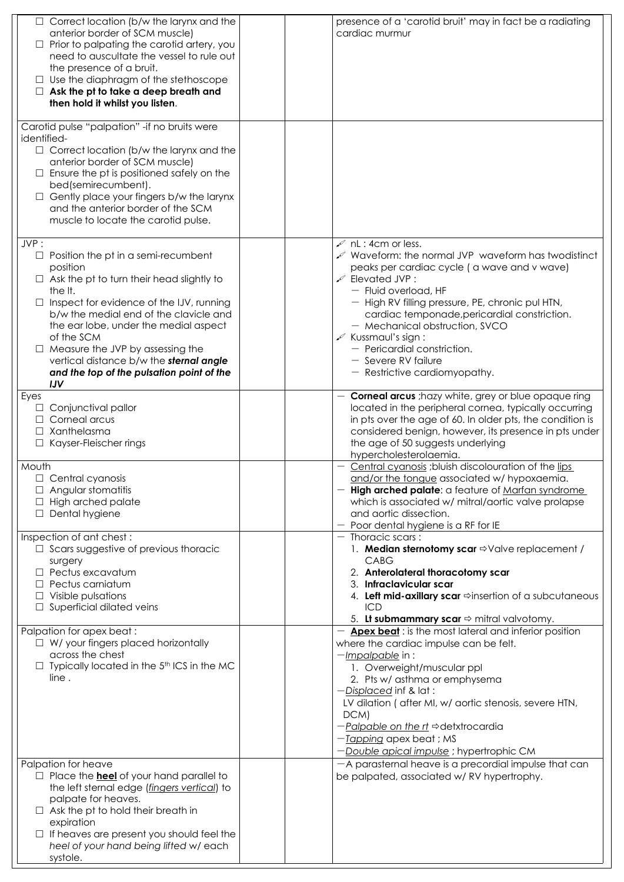| | | | |
|---|---|---|---|
| ☐ Correct location (b/w the larynx and the anterior border of SCM muscle)<br>☐ Prior to palpating the carotid artery, you need to auscultate the vessel to rule out the presence of a bruit.<br>☐ Use the diaphragm of the stethoscope<br>☐ **Ask the pt to take a deep breath and then hold it whilst you listen**. | | | presence of a 'carotid bruit' may in fact be a radiating cardiac murmur |
| Carotid pulse "palpation" -if no bruits were identified-<br>☐ Correct location (b/w the larynx and the anterior border of SCM muscle)<br>☐ Ensure the pt is positioned safely on the bed(semirecumbent).<br>☐ Gently place your fingers b/w the larynx and the anterior border of the SCM muscle to locate the carotid pulse. | | | |
| JVP :<br>☐ Position the pt in a semi-recumbent position<br>☐ Ask the pt to turn their head slightly to the lt.<br>☐ Inspect for evidence of the IJV, running b/w the medial end of the clavicle and the ear lobe, under the medial aspect of the SCM<br>☐ Measure the JVP by assessing the vertical distance b/w the ***sternal angle and the top of the pulsation point of the IJV*** | | | ✐ nL : 4cm or less.<br>✐ Waveform: the normal JVP waveform has twodistinct peaks per cardiac cycle ( a wave and v wave)<br>✐ Elevated JVP :<br>− Fluid overload, HF<br>− High RV filling pressure, PE, chronic pul HTN, cardiac temponade,pericardial constriction.<br>− Mechanical obstruction, SVCO<br>✐ Kussmaul's sign :<br>− Pericardial constriction.<br>− Severe RV failure<br>− Restrictive cardiomyopathy. |
| Eyes<br>☐ Conjunctival pallor<br>☐ Corneal arcus<br>☐ Xanthelasma<br>☐ Kayser-Fleischer rings | | | − **Corneal arcus** ;hazy white, grey or blue opaque ring located in the peripheral cornea, typically occurring in pts over the age of 60. In older pts, the condition is considered benign, however, its presence in pts under the age of 50 suggests underlying hypercholesterolaemia. |
| Mouth<br>☐ Central cyanosis<br>☐ Angular stomatitis<br>☐ High arched palate<br>☐ Dental hygiene | | | − Central cyanosis ;bluish discolouration of the lips and/or the tongue associated w/ hypoxaemia.<br>− **High arched palate**: a feature of Marfan syndrome which is associated w/ mitral/aortic valve prolapse and aortic dissection.<br>− Poor dental hygiene is a RF for IE |
| Inspection of ant chest :<br>☐ Scars suggestive of previous thoracic surgery<br>☐ Pectus excavatum<br>☐ Pectus carniatum<br>☐ Visible pulsations<br>☐ Superficial dilated veins | | | − Thoracic scars :<br>1. **Median sternotomy scar** ⇨Valve replacement / CABG<br>2. **Anterolateral thoracotomy scar**<br>3. **Infraclavicular scar**<br>4. **Left mid-axillary scar** ⇨insertion of a subcutaneous ICD<br>5. **Lt submammary scar** ⇨ mitral valvotomy. |
| Palpation for apex beat :<br>☐ W/ your fingers placed horizontally across the chest<br>☐ Typically located in the 5th ICS in the MC line . | | | − **Apex beat** : is the most lateral and inferior position where the cardiac impulse can be felt.<br>−*Impalpable* in :<br>1. Overweight/muscular ppl<br>2. Pts w/ asthma or emphysema<br>−*Displaced* inf & lat :<br>LV dilation ( after MI, w/ aortic stenosis, severe HTN, DCM)<br>−*Palpable on the rt* ⇨detxtrocardia<br>−*Tapping* apex beat ; MS<br>−*Double apical impulse* ; hypertrophic CM |
| Palpation for heave<br>☐ Place the **heel** of your hand parallel to the left sternal edge (*fingers vertical*) to palpate for heaves.<br>☐ Ask the pt to hold their breath in expiration<br>☐ If heaves are present you should feel the *heel of your hand being lifted* w/ each systole. | | | −A parasternal heave is a precordial impulse that can be palpated, associated w/ RV hypertrophy. |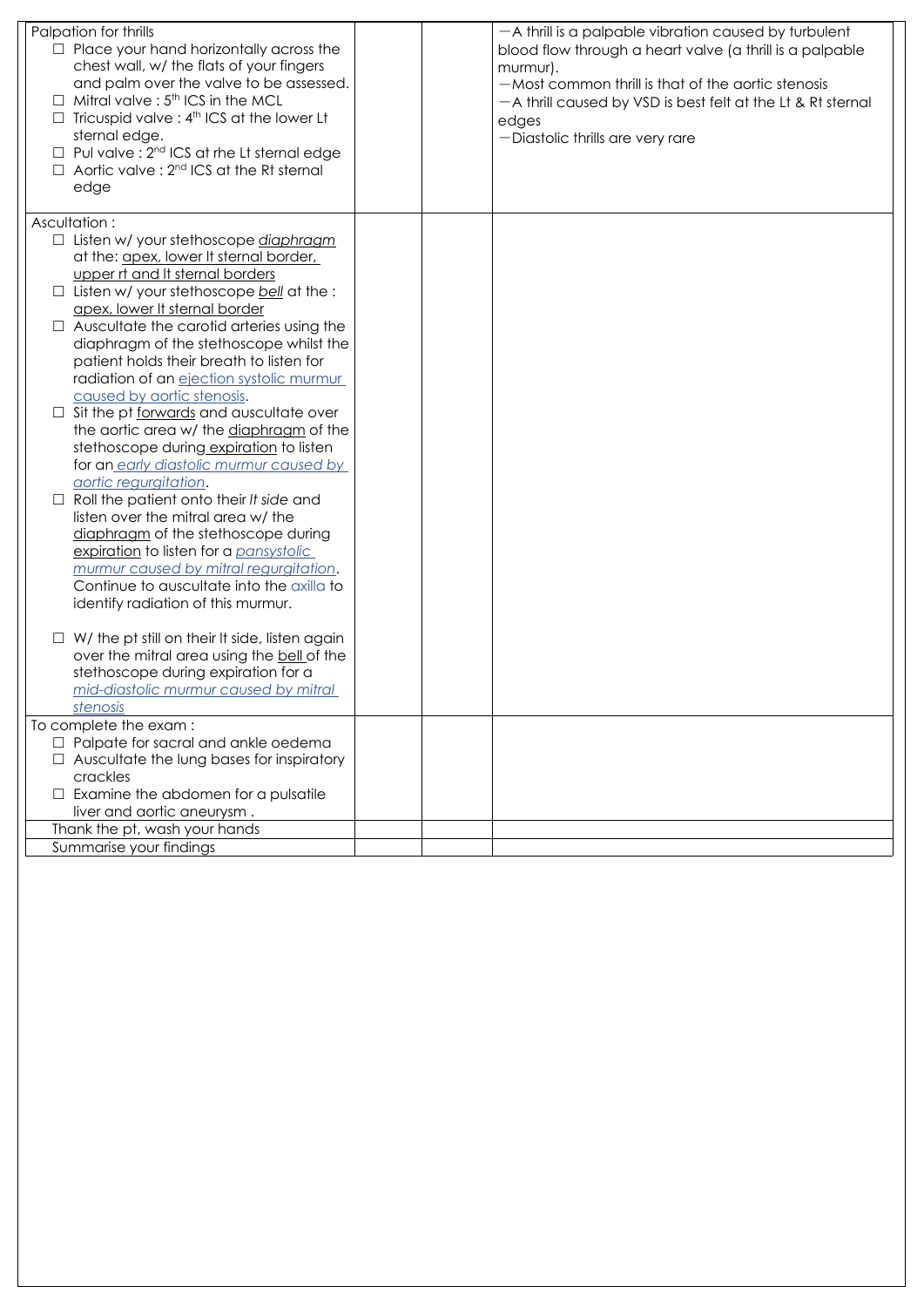| | | | |
|---|---|---|---|
| Palpation for thrills<br>☐ Place your hand horizontally across the chest wall, w/ the flats of your fingers and palm over the valve to be assessed.<br>☐ Mitral valve : 5th ICS in the MCL<br>☐ Tricuspid valve : 4th ICS at the lower Lt sternal edge.<br>☐ Pul valve : 2nd ICS at rhe Lt sternal edge<br>☐ Aortic valve : 2nd ICS at the Rt sternal edge | | | −A thrill is a palpable vibration caused by turbulent blood flow through a heart valve (a thrill is a palpable murmur).<br>−Most common thrill is that of the aortic stenosis<br>−A thrill caused by VSD is best felt at the Lt & Rt sternal edges<br>−Diastolic thrills are very rare |
| Ascultation :<br>☐ Listen w/ your stethoscope *diaphragm* at the: apex, lower lt sternal border, upper rt and lt sternal borders<br>☐ Listen w/ your stethoscope *bell* at the : apex, lower lt sternal border<br>☐ Auscultate the carotid arteries using the diaphragm of the stethoscope whilst the patient holds their breath to listen for radiation of an ejection systolic murmur caused by aortic stenosis.<br>☐ Sit the pt forwards and auscultate over the aortic area w/ the diaphragm of the stethoscope during expiration to listen for an *early diastolic murmur caused by aortic regurgitation*.<br>☐ Roll the patient onto their *lt side* and listen over the mitral area w/ the diaphragm of the stethoscope during expiration to listen for a *pansystolic murmur caused by mitral regurgitation*. Continue to auscultate into the axilla to identify radiation of this murmur.<br>☐ W/ the pt still on their lt side, listen again over the mitral area using the bell of the stethoscope during expiration for a *mid-diastolic murmur caused by mitral stenosis* | | | |
| To complete the exam :<br>☐ Palpate for sacral and ankle oedema<br>☐ Auscultate the lung bases for inspiratory crackles<br>☐ Examine the abdomen for a pulsatile liver and aortic aneurysm . | | | |
| Thank the pt, wash your hands | | | |
| Summarise your findings | | | |